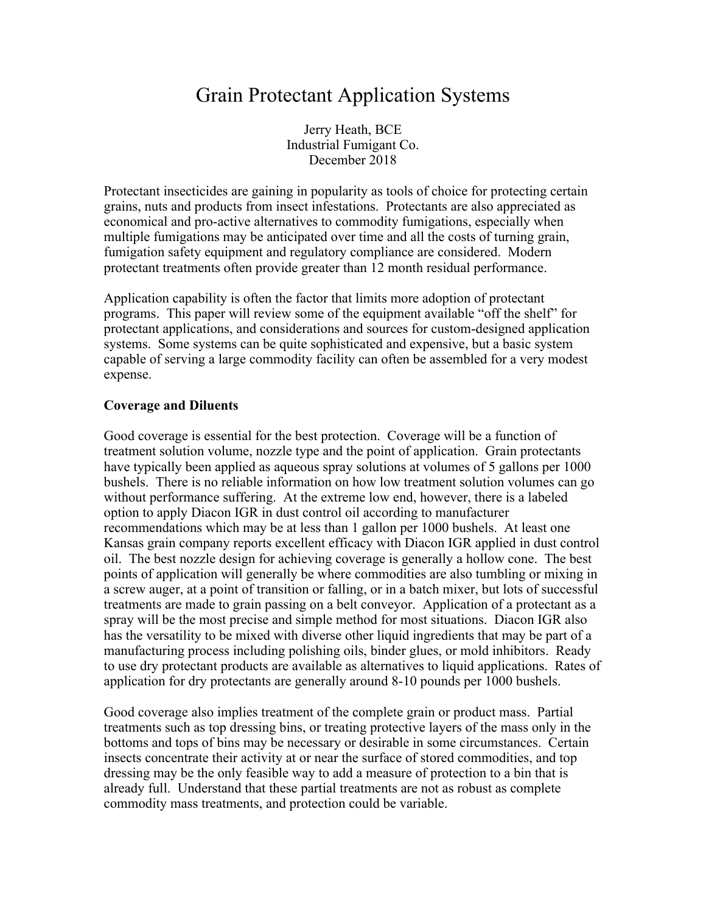# Grain Protectant Application Systems

Jerry Heath, BCE
Industrial Fumigant Co.
December 2018

Protectant insecticides are gaining in popularity as tools of choice for protecting certain grains, nuts and products from insect infestations. Protectants are also appreciated as economical and pro-active alternatives to commodity fumigations, especially when multiple fumigations may be anticipated over time and all the costs of turning grain, fumigation safety equipment and regulatory compliance are considered. Modern protectant treatments often provide greater than 12 month residual performance.

Application capability is often the factor that limits more adoption of protectant programs. This paper will review some of the equipment available "off the shelf" for protectant applications, and considerations and sources for custom-designed application systems. Some systems can be quite sophisticated and expensive, but a basic system capable of serving a large commodity facility can often be assembled for a very modest expense.

**Coverage and Diluents**

Good coverage is essential for the best protection. Coverage will be a function of treatment solution volume, nozzle type and the point of application. Grain protectants have typically been applied as aqueous spray solutions at volumes of 5 gallons per 1000 bushels. There is no reliable information on how low treatment solution volumes can go without performance suffering. At the extreme low end, however, there is a labeled option to apply Diacon IGR in dust control oil according to manufacturer recommendations which may be at less than 1 gallon per 1000 bushels. At least one Kansas grain company reports excellent efficacy with Diacon IGR applied in dust control oil. The best nozzle design for achieving coverage is generally a hollow cone. The best points of application will generally be where commodities are also tumbling or mixing in a screw auger, at a point of transition or falling, or in a batch mixer, but lots of successful treatments are made to grain passing on a belt conveyor. Application of a protectant as a spray will be the most precise and simple method for most situations. Diacon IGR also has the versatility to be mixed with diverse other liquid ingredients that may be part of a manufacturing process including polishing oils, binder glues, or mold inhibitors. Ready to use dry protectant products are available as alternatives to liquid applications. Rates of application for dry protectants are generally around 8-10 pounds per 1000 bushels.

Good coverage also implies treatment of the complete grain or product mass. Partial treatments such as top dressing bins, or treating protective layers of the mass only in the bottoms and tops of bins may be necessary or desirable in some circumstances. Certain insects concentrate their activity at or near the surface of stored commodities, and top dressing may be the only feasible way to add a measure of protection to a bin that is already full. Understand that these partial treatments are not as robust as complete commodity mass treatments, and protection could be variable.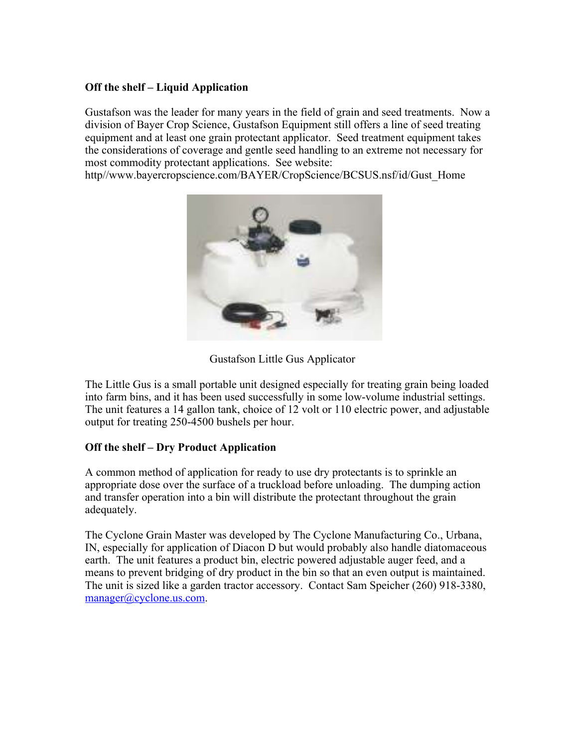**Off the shelf – Liquid Application**

Gustafson was the leader for many years in the field of grain and seed treatments. Now a division of Bayer Crop Science, Gustafson Equipment still offers a line of seed treating equipment and at least one grain protectant applicator. Seed treatment equipment takes the considerations of coverage and gentle seed handling to an extreme not necessary for most commodity protectant applications. See website: http//www.bayercropscience.com/BAYER/CropScience/BCSUS.nsf/id/Gust_Home

Gustafson Little Gus Applicator

The Little Gus is a small portable unit designed especially for treating grain being loaded into farm bins, and it has been used successfully in some low-volume industrial settings. The unit features a 14 gallon tank, choice of 12 volt or 110 electric power, and adjustable output for treating 250-4500 bushels per hour.

**Off the shelf – Dry Product Application**

A common method of application for ready to use dry protectants is to sprinkle an appropriate dose over the surface of a truckload before unloading. The dumping action and transfer operation into a bin will distribute the protectant throughout the grain adequately.

The Cyclone Grain Master was developed by The Cyclone Manufacturing Co., Urbana, IN, especially for application of Diacon D but would probably also handle diatomaceous earth. The unit features a product bin, electric powered adjustable auger feed, and a means to prevent bridging of dry product in the bin so that an even output is maintained. The unit is sized like a garden tractor accessory. Contact Sam Speicher (260) 918-3380, manager@cyclone.us.com.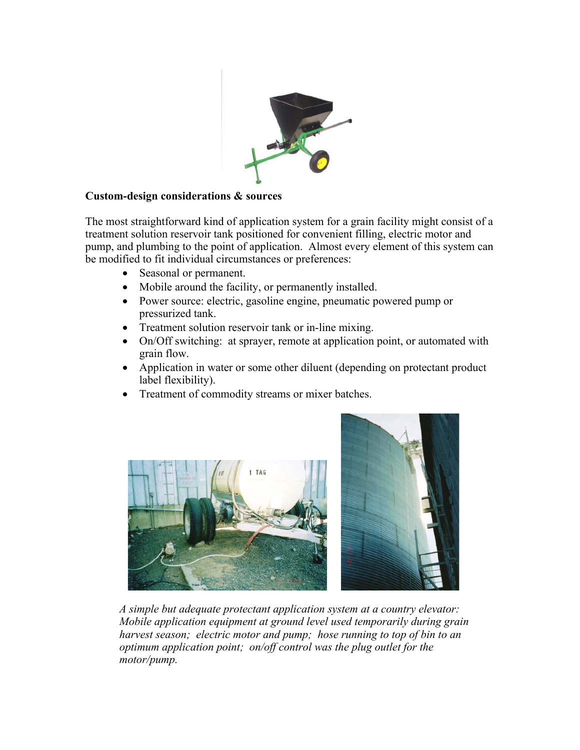**Custom-design considerations & sources**

The most straightforward kind of application system for a grain facility might consist of a treatment solution reservoir tank positioned for convenient filling, electric motor and pump, and plumbing to the point of application. Almost every element of this system can be modified to fit individual circumstances or preferences:

- Seasonal or permanent.
- Mobile around the facility, or permanently installed.
- Power source: electric, gasoline engine, pneumatic powered pump or pressurized tank.
- Treatment solution reservoir tank or in-line mixing.
- On/Off switching: at sprayer, remote at application point, or automated with grain flow.
- Application in water or some other diluent (depending on protectant product label flexibility).
- Treatment of commodity streams or mixer batches.

*A simple but adequate protectant application system at a country elevator: Mobile application equipment at ground level used temporarily during grain harvest season; electric motor and pump; hose running to top of bin to an optimum application point; on/off control was the plug outlet for the motor/pump.*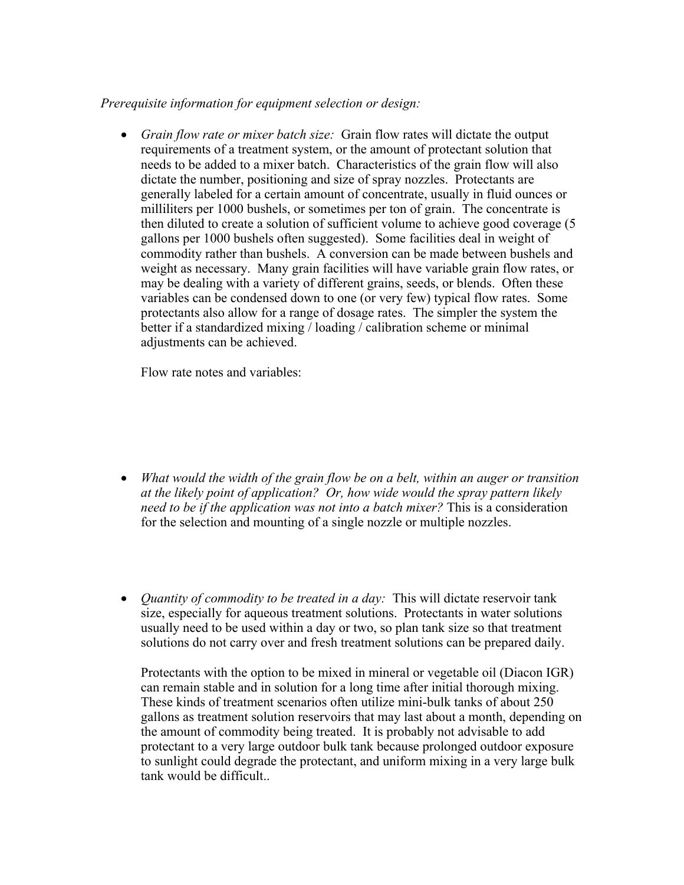*Prerequisite information for equipment selection or design:*

- *Grain flow rate or mixer batch size:* Grain flow rates will dictate the output requirements of a treatment system, or the amount of protectant solution that needs to be added to a mixer batch. Characteristics of the grain flow will also dictate the number, positioning and size of spray nozzles. Protectants are generally labeled for a certain amount of concentrate, usually in fluid ounces or milliliters per 1000 bushels, or sometimes per ton of grain. The concentrate is then diluted to create a solution of sufficient volume to achieve good coverage (5 gallons per 1000 bushels often suggested). Some facilities deal in weight of commodity rather than bushels. A conversion can be made between bushels and weight as necessary. Many grain facilities will have variable grain flow rates, or may be dealing with a variety of different grains, seeds, or blends. Often these variables can be condensed down to one (or very few) typical flow rates. Some protectants also allow for a range of dosage rates. The simpler the system the better if a standardized mixing / loading / calibration scheme or minimal adjustments can be achieved.

  Flow rate notes and variables:

- *What would the width of the grain flow be on a belt, within an auger or transition at the likely point of application? Or, how wide would the spray pattern likely need to be if the application was not into a batch mixer?* This is a consideration for the selection and mounting of a single nozzle or multiple nozzles.

- *Quantity of commodity to be treated in a day:* This will dictate reservoir tank size, especially for aqueous treatment solutions. Protectants in water solutions usually need to be used within a day or two, so plan tank size so that treatment solutions do not carry over and fresh treatment solutions can be prepared daily.

  Protectants with the option to be mixed in mineral or vegetable oil (Diacon IGR) can remain stable and in solution for a long time after initial thorough mixing. These kinds of treatment scenarios often utilize mini-bulk tanks of about 250 gallons as treatment solution reservoirs that may last about a month, depending on the amount of commodity being treated. It is probably not advisable to add protectant to a very large outdoor bulk tank because prolonged outdoor exposure to sunlight could degrade the protectant, and uniform mixing in a very large bulk tank would be difficult..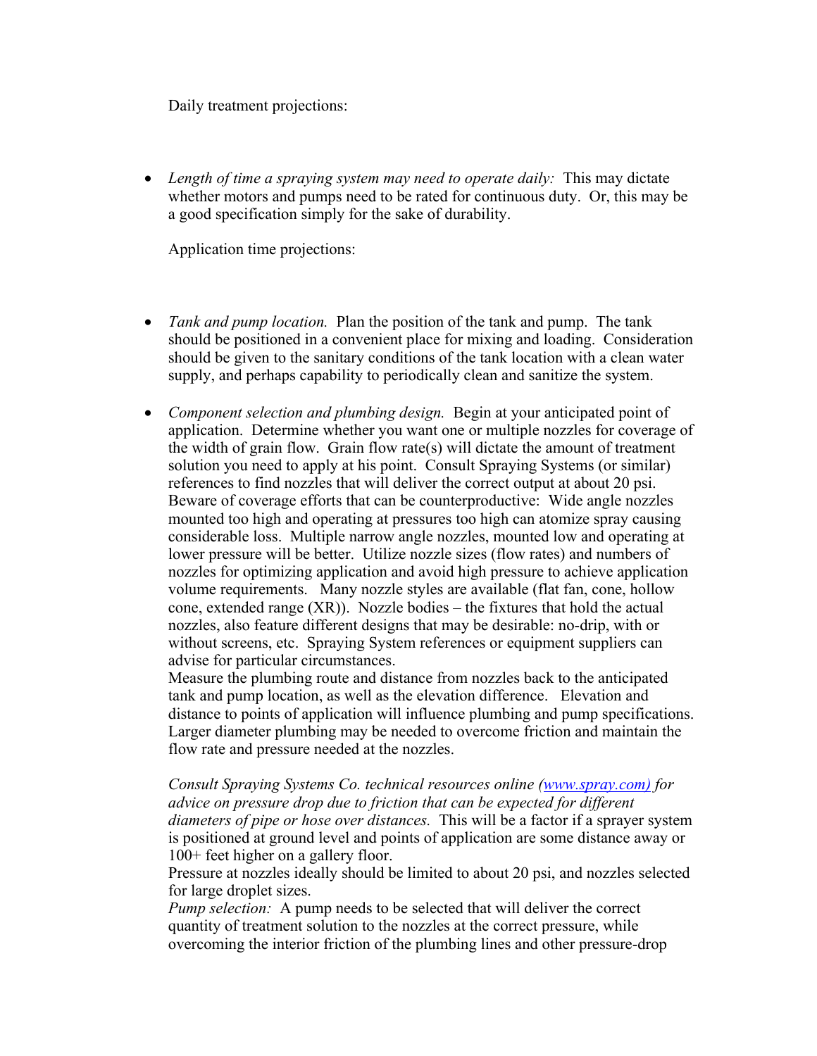Daily treatment projections:

- *Length of time a spraying system may need to operate daily:* This may dictate whether motors and pumps need to be rated for continuous duty. Or, this may be a good specification simply for the sake of durability.

  Application time projections:

- *Tank and pump location.* Plan the position of the tank and pump. The tank should be positioned in a convenient place for mixing and loading. Consideration should be given to the sanitary conditions of the tank location with a clean water supply, and perhaps capability to periodically clean and sanitize the system.

- *Component selection and plumbing design.* Begin at your anticipated point of application. Determine whether you want one or multiple nozzles for coverage of the width of grain flow. Grain flow rate(s) will dictate the amount of treatment solution you need to apply at his point. Consult Spraying Systems (or similar) references to find nozzles that will deliver the correct output at about 20 psi. Beware of coverage efforts that can be counterproductive: Wide angle nozzles mounted too high and operating at pressures too high can atomize spray causing considerable loss. Multiple narrow angle nozzles, mounted low and operating at lower pressure will be better. Utilize nozzle sizes (flow rates) and numbers of nozzles for optimizing application and avoid high pressure to achieve application volume requirements. Many nozzle styles are available (flat fan, cone, hollow cone, extended range (XR)). Nozzle bodies – the fixtures that hold the actual nozzles, also feature different designs that may be desirable: no-drip, with or without screens, etc. Spraying System references or equipment suppliers can advise for particular circumstances.

  Measure the plumbing route and distance from nozzles back to the anticipated tank and pump location, as well as the elevation difference. Elevation and distance to points of application will influence plumbing and pump specifications. Larger diameter plumbing may be needed to overcome friction and maintain the flow rate and pressure needed at the nozzles.

  *Consult Spraying Systems Co. technical resources online ([www.spray.com](http://www.spray.com)) for advice on pressure drop due to friction that can be expected for different diameters of pipe or hose over distances.* This will be a factor if a sprayer system is positioned at ground level and points of application are some distance away or 100+ feet higher on a gallery floor.

  Pressure at nozzles ideally should be limited to about 20 psi, and nozzles selected for large droplet sizes.

  *Pump selection:* A pump needs to be selected that will deliver the correct quantity of treatment solution to the nozzles at the correct pressure, while overcoming the interior friction of the plumbing lines and other pressure-drop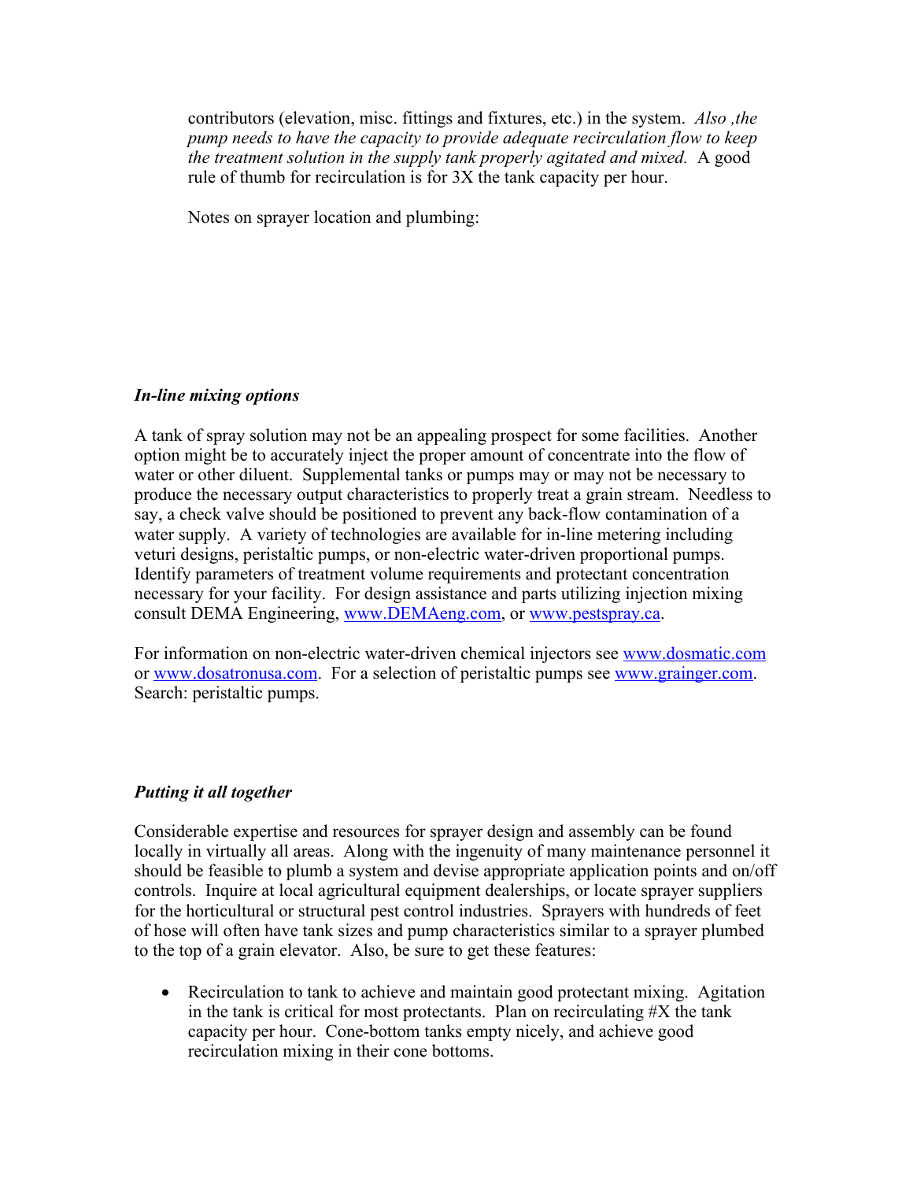contributors (elevation, misc. fittings and fixtures, etc.) in the system. *Also ,the pump needs to have the capacity to provide adequate recirculation flow to keep the treatment solution in the supply tank properly agitated and mixed.* A good rule of thumb for recirculation is for 3X the tank capacity per hour.

Notes on sprayer location and plumbing:

### *In-line mixing options*

A tank of spray solution may not be an appealing prospect for some facilities. Another option might be to accurately inject the proper amount of concentrate into the flow of water or other diluent. Supplemental tanks or pumps may or may not be necessary to produce the necessary output characteristics to properly treat a grain stream. Needless to say, a check valve should be positioned to prevent any back-flow contamination of a water supply. A variety of technologies are available for in-line metering including veturi designs, peristaltic pumps, or non-electric water-driven proportional pumps. Identify parameters of treatment volume requirements and protectant concentration necessary for your facility. For design assistance and parts utilizing injection mixing consult DEMA Engineering, www.DEMAeng.com, or www.pestspray.ca.

For information on non-electric water-driven chemical injectors see www.dosmatic.com or www.dosatronusa.com. For a selection of peristaltic pumps see www.grainger.com. Search: peristaltic pumps.

### *Putting it all together*

Considerable expertise and resources for sprayer design and assembly can be found locally in virtually all areas. Along with the ingenuity of many maintenance personnel it should be feasible to plumb a system and devise appropriate application points and on/off controls. Inquire at local agricultural equipment dealerships, or locate sprayer suppliers for the horticultural or structural pest control industries. Sprayers with hundreds of feet of hose will often have tank sizes and pump characteristics similar to a sprayer plumbed to the top of a grain elevator. Also, be sure to get these features:

- Recirculation to tank to achieve and maintain good protectant mixing. Agitation in the tank is critical for most protectants. Plan on recirculating #X the tank capacity per hour. Cone-bottom tanks empty nicely, and achieve good recirculation mixing in their cone bottoms.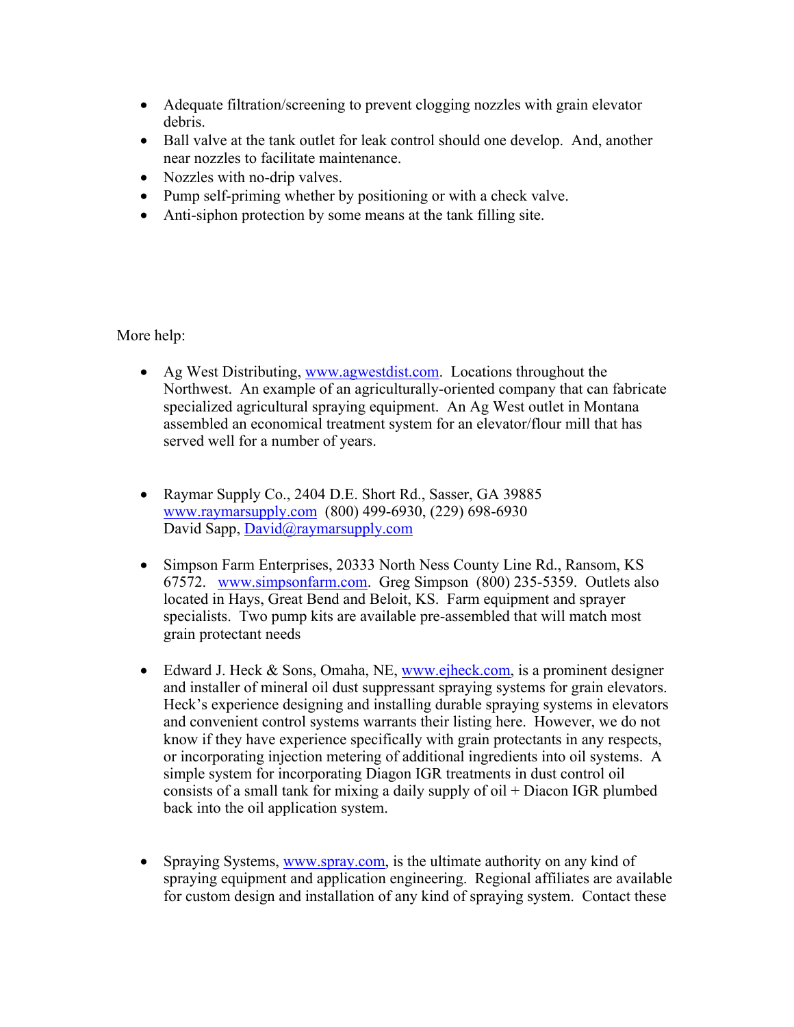- Adequate filtration/screening to prevent clogging nozzles with grain elevator debris.
- Ball valve at the tank outlet for leak control should one develop. And, another near nozzles to facilitate maintenance.
- Nozzles with no-drip valves.
- Pump self-priming whether by positioning or with a check valve.
- Anti-siphon protection by some means at the tank filling site.

More help:

- Ag West Distributing, www.agwestdist.com. Locations throughout the Northwest. An example of an agriculturally-oriented company that can fabricate specialized agricultural spraying equipment. An Ag West outlet in Montana assembled an economical treatment system for an elevator/flour mill that has served well for a number of years.

- Raymar Supply Co., 2404 D.E. Short Rd., Sasser, GA 39885
  www.raymarsupply.com (800) 499-6930, (229) 698-6930
  David Sapp, David@raymarsupply.com

- Simpson Farm Enterprises, 20333 North Ness County Line Rd., Ransom, KS 67572. www.simpsonfarm.com. Greg Simpson (800) 235-5359. Outlets also located in Hays, Great Bend and Beloit, KS. Farm equipment and sprayer specialists. Two pump kits are available pre-assembled that will match most grain protectant needs

- Edward J. Heck & Sons, Omaha, NE, www.ejheck.com, is a prominent designer and installer of mineral oil dust suppressant spraying systems for grain elevators. Heck's experience designing and installing durable spraying systems in elevators and convenient control systems warrants their listing here. However, we do not know if they have experience specifically with grain protectants in any respects, or incorporating injection metering of additional ingredients into oil systems. A simple system for incorporating Diagon IGR treatments in dust control oil consists of a small tank for mixing a daily supply of oil + Diacon IGR plumbed back into the oil application system.

- Spraying Systems, www.spray.com, is the ultimate authority on any kind of spraying equipment and application engineering. Regional affiliates are available for custom design and installation of any kind of spraying system. Contact these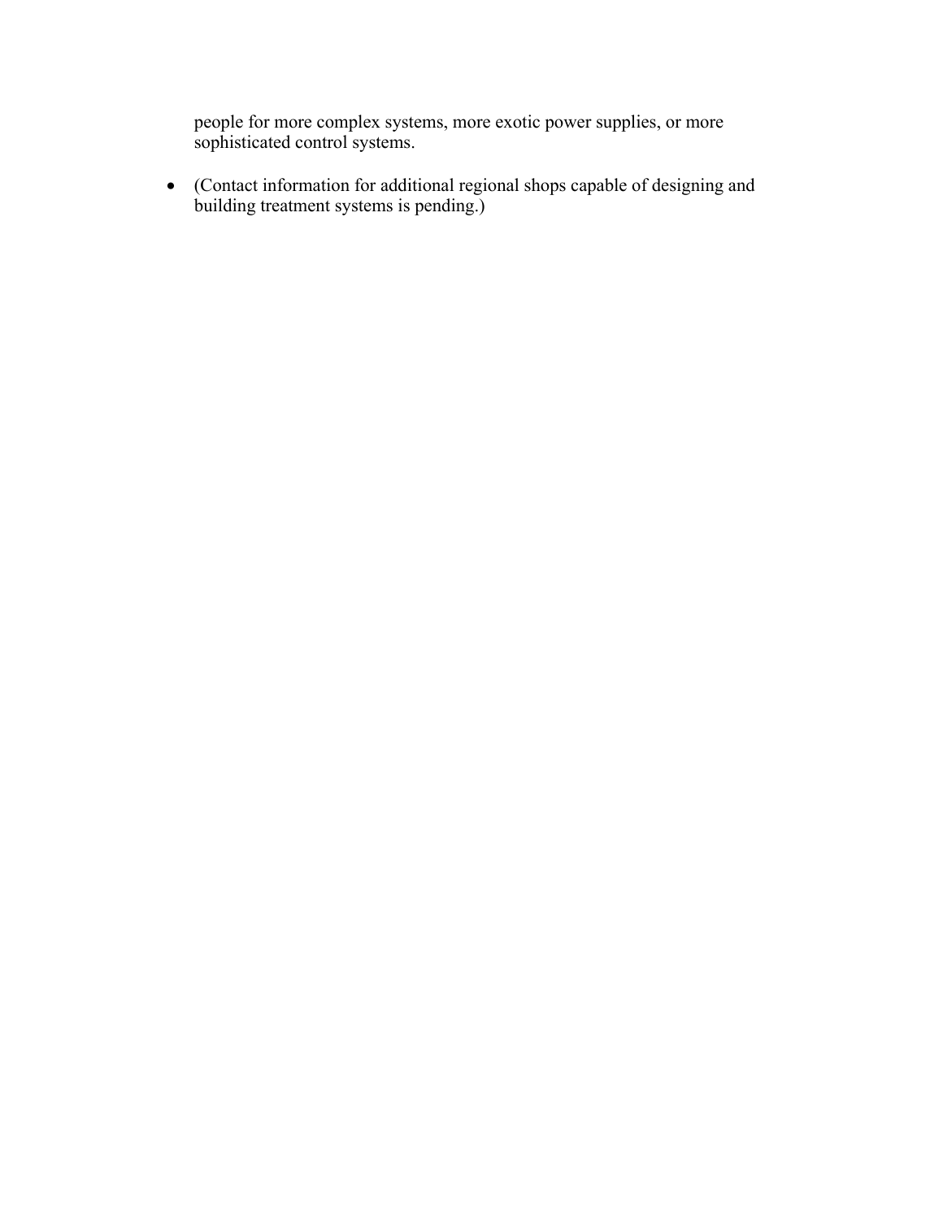people for more complex systems, more exotic power supplies, or more sophisticated control systems.

- (Contact information for additional regional shops capable of designing and building treatment systems is pending.)